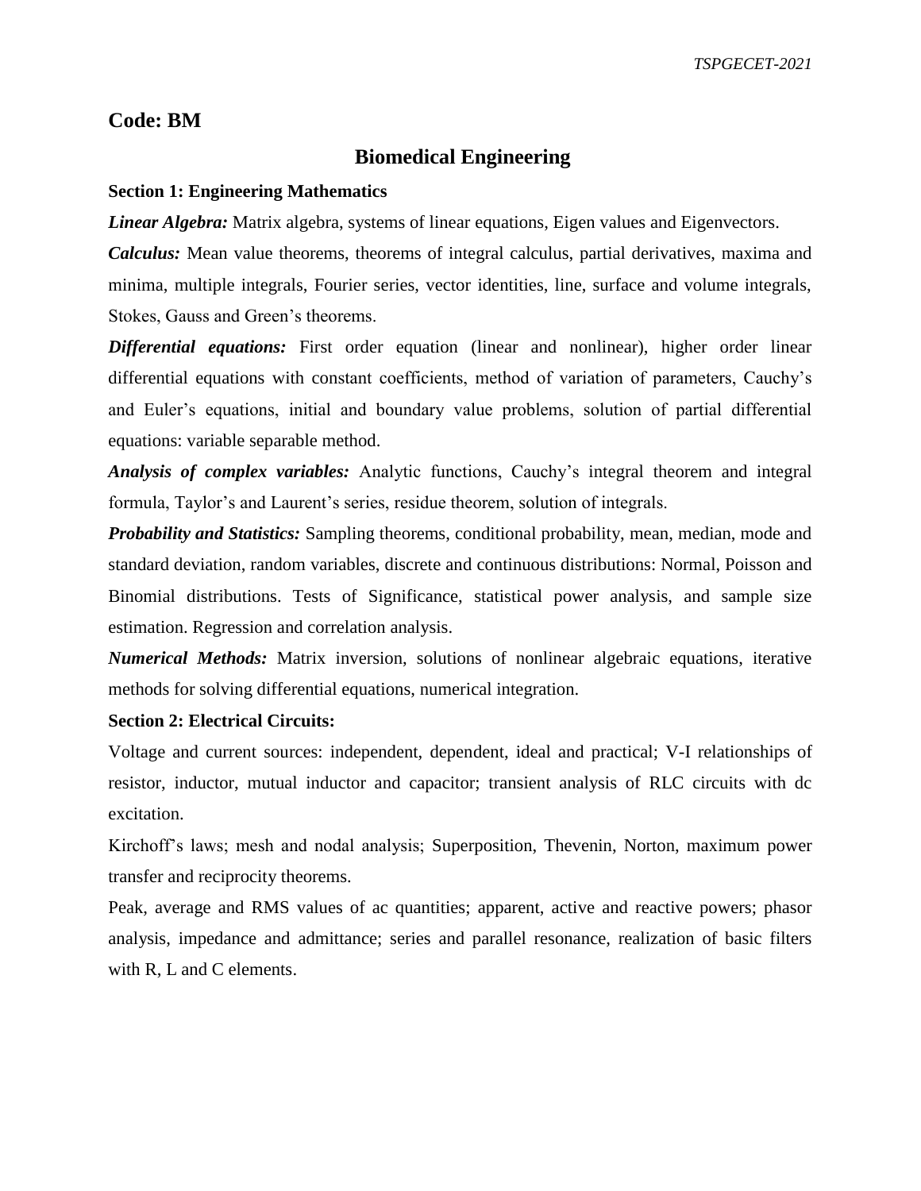**Code: BM**

# Biomedical Engineering

**Section 1: Engineering Mathematics**

***Linear Algebra:*** Matrix algebra, systems of linear equations, Eigen values and Eigenvectors.

***Calculus:*** Mean value theorems, theorems of integral calculus, partial derivatives, maxima and minima, multiple integrals, Fourier series, vector identities, line, surface and volume integrals, Stokes, Gauss and Green's theorems.

***Differential equations:*** First order equation (linear and nonlinear), higher order linear differential equations with constant coefficients, method of variation of parameters, Cauchy's and Euler's equations, initial and boundary value problems, solution of partial differential equations: variable separable method.

***Analysis of complex variables:*** Analytic functions, Cauchy's integral theorem and integral formula, Taylor's and Laurent's series, residue theorem, solution of integrals.

***Probability and Statistics:*** Sampling theorems, conditional probability, mean, median, mode and standard deviation, random variables, discrete and continuous distributions: Normal, Poisson and Binomial distributions. Tests of Significance, statistical power analysis, and sample size estimation. Regression and correlation analysis.

***Numerical Methods:*** Matrix inversion, solutions of nonlinear algebraic equations, iterative methods for solving differential equations, numerical integration.

**Section 2: Electrical Circuits:**

Voltage and current sources: independent, dependent, ideal and practical; V-I relationships of resistor, inductor, mutual inductor and capacitor; transient analysis of RLC circuits with dc excitation.

Kirchoff's laws; mesh and nodal analysis; Superposition, Thevenin, Norton, maximum power transfer and reciprocity theorems.

Peak, average and RMS values of ac quantities; apparent, active and reactive powers; phasor analysis, impedance and admittance; series and parallel resonance, realization of basic filters with R, L and C elements.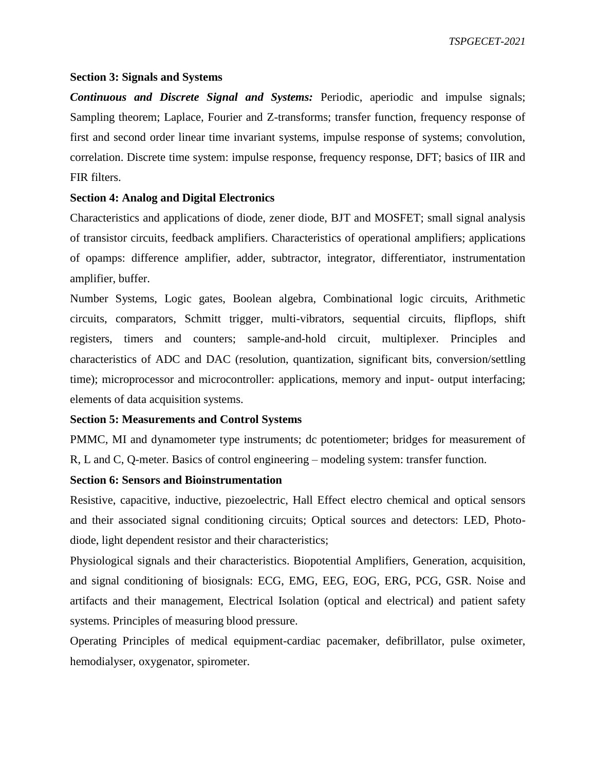**Section 3: Signals and Systems**

***Continuous and Discrete Signal and Systems:*** Periodic, aperiodic and impulse signals; Sampling theorem; Laplace, Fourier and Z-transforms; transfer function, frequency response of first and second order linear time invariant systems, impulse response of systems; convolution, correlation. Discrete time system: impulse response, frequency response, DFT; basics of IIR and FIR filters.

**Section 4: Analog and Digital Electronics**

Characteristics and applications of diode, zener diode, BJT and MOSFET; small signal analysis of transistor circuits, feedback amplifiers. Characteristics of operational amplifiers; applications of opamps: difference amplifier, adder, subtractor, integrator, differentiator, instrumentation amplifier, buffer.

Number Systems, Logic gates, Boolean algebra, Combinational logic circuits, Arithmetic circuits, comparators, Schmitt trigger, multi-vibrators, sequential circuits, flipflops, shift registers, timers and counters; sample-and-hold circuit, multiplexer. Principles and characteristics of ADC and DAC (resolution, quantization, significant bits, conversion/settling time); microprocessor and microcontroller: applications, memory and input- output interfacing; elements of data acquisition systems.

**Section 5: Measurements and Control Systems**

PMMC, MI and dynamometer type instruments; dc potentiometer; bridges for measurement of R, L and C, Q-meter. Basics of control engineering – modeling system: transfer function.

**Section 6: Sensors and Bioinstrumentation**

Resistive, capacitive, inductive, piezoelectric, Hall Effect electro chemical and optical sensors and their associated signal conditioning circuits; Optical sources and detectors: LED, Photo-diode, light dependent resistor and their characteristics;

Physiological signals and their characteristics. Biopotential Amplifiers, Generation, acquisition, and signal conditioning of biosignals: ECG, EMG, EEG, EOG, ERG, PCG, GSR. Noise and artifacts and their management, Electrical Isolation (optical and electrical) and patient safety systems. Principles of measuring blood pressure.

Operating Principles of medical equipment-cardiac pacemaker, defibrillator, pulse oximeter, hemodialyser, oxygenator, spirometer.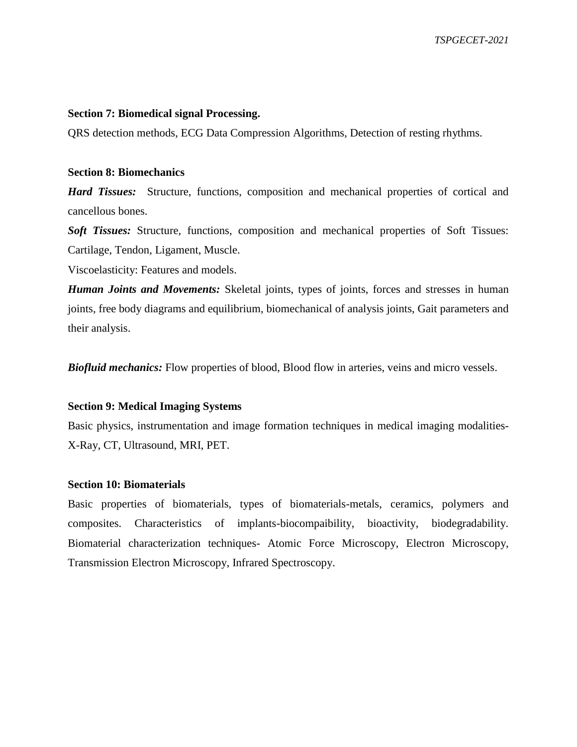**Section 7: Biomedical signal Processing.**

QRS detection methods, ECG Data Compression Algorithms, Detection of resting rhythms.

**Section 8: Biomechanics**

***Hard Tissues:*** Structure, functions, composition and mechanical properties of cortical and cancellous bones.

***Soft Tissues:*** Structure, functions, composition and mechanical properties of Soft Tissues: Cartilage, Tendon, Ligament, Muscle.

Viscoelasticity: Features and models.

***Human Joints and Movements:*** Skeletal joints, types of joints, forces and stresses in human joints, free body diagrams and equilibrium, biomechanical of analysis joints, Gait parameters and their analysis.

***Biofluid mechanics:*** Flow properties of blood, Blood flow in arteries, veins and micro vessels.

**Section 9: Medical Imaging Systems**

Basic physics, instrumentation and image formation techniques in medical imaging modalities-X-Ray, CT, Ultrasound, MRI, PET.

**Section 10: Biomaterials**

Basic properties of biomaterials, types of biomaterials-metals, ceramics, polymers and composites. Characteristics of implants-biocompaibility, bioactivity, biodegradability. Biomaterial characterization techniques- Atomic Force Microscopy, Electron Microscopy, Transmission Electron Microscopy, Infrared Spectroscopy.